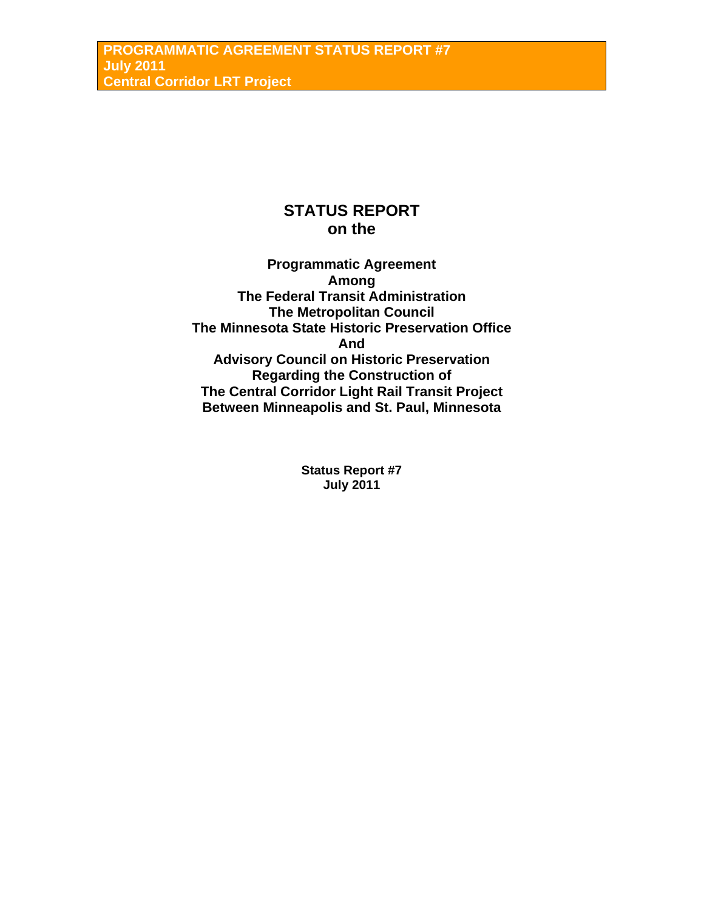**PROGRAMMATIC AGREEMENT STATUS REPORT #7**
**July 2011**
**Central Corridor LRT Project**

# STATUS REPORT on the

## Programmatic Agreement Among The Federal Transit Administration The Metropolitan Council The Minnesota State Historic Preservation Office And Advisory Council on Historic Preservation Regarding the Construction of The Central Corridor Light Rail Transit Project Between Minneapolis and St. Paul, Minnesota

**Status Report #7**
**July 2011**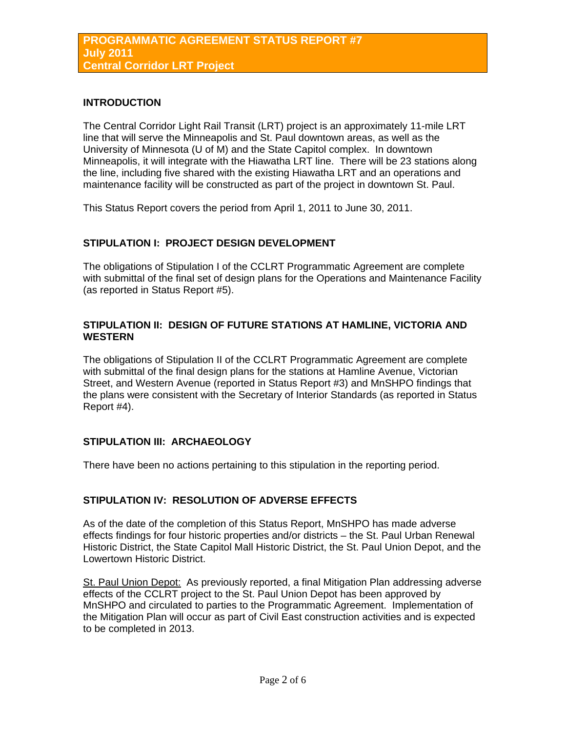# PROGRAMMATIC AGREEMENT STATUS REPORT #7
# July 2011
# Central Corridor LRT Project

## INTRODUCTION

The Central Corridor Light Rail Transit (LRT) project is an approximately 11-mile LRT line that will serve the Minneapolis and St. Paul downtown areas, as well as the University of Minnesota (U of M) and the State Capitol complex. In downtown Minneapolis, it will integrate with the Hiawatha LRT line. There will be 23 stations along the line, including five shared with the existing Hiawatha LRT and an operations and maintenance facility will be constructed as part of the project in downtown St. Paul.

This Status Report covers the period from April 1, 2011 to June 30, 2011.

## STIPULATION I: PROJECT DESIGN DEVELOPMENT

The obligations of Stipulation I of the CCLRT Programmatic Agreement are complete with submittal of the final set of design plans for the Operations and Maintenance Facility (as reported in Status Report #5).

## STIPULATION II: DESIGN OF FUTURE STATIONS AT HAMLINE, VICTORIA AND WESTERN

The obligations of Stipulation II of the CCLRT Programmatic Agreement are complete with submittal of the final design plans for the stations at Hamline Avenue, Victorian Street, and Western Avenue (reported in Status Report #3) and MnSHPO findings that the plans were consistent with the Secretary of Interior Standards (as reported in Status Report #4).

## STIPULATION III: ARCHAEOLOGY

There have been no actions pertaining to this stipulation in the reporting period.

## STIPULATION IV: RESOLUTION OF ADVERSE EFFECTS

As of the date of the completion of this Status Report, MnSHPO has made adverse effects findings for four historic properties and/or districts – the St. Paul Urban Renewal Historic District, the State Capitol Mall Historic District, the St. Paul Union Depot, and the Lowertown Historic District.

St. Paul Union Depot: As previously reported, a final Mitigation Plan addressing adverse effects of the CCLRT project to the St. Paul Union Depot has been approved by MnSHPO and circulated to parties to the Programmatic Agreement. Implementation of the Mitigation Plan will occur as part of Civil East construction activities and is expected to be completed in 2013.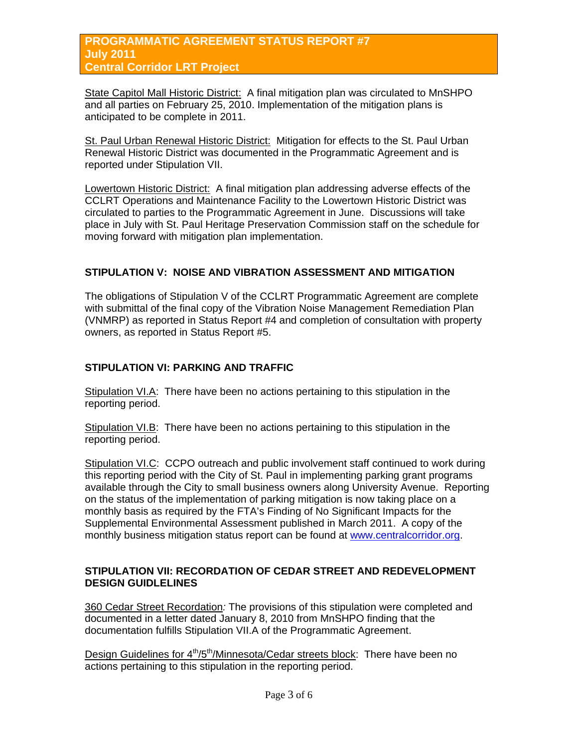State Capitol Mall Historic District: A final mitigation plan was circulated to MnSHPO and all parties on February 25, 2010. Implementation of the mitigation plans is anticipated to be complete in 2011.

St. Paul Urban Renewal Historic District: Mitigation for effects to the St. Paul Urban Renewal Historic District was documented in the Programmatic Agreement and is reported under Stipulation VII.

Lowertown Historic District: A final mitigation plan addressing adverse effects of the CCLRT Operations and Maintenance Facility to the Lowertown Historic District was circulated to parties to the Programmatic Agreement in June. Discussions will take place in July with St. Paul Heritage Preservation Commission staff on the schedule for moving forward with mitigation plan implementation.

## STIPULATION V: NOISE AND VIBRATION ASSESSMENT AND MITIGATION

The obligations of Stipulation V of the CCLRT Programmatic Agreement are complete with submittal of the final copy of the Vibration Noise Management Remediation Plan (VNMRP) as reported in Status Report #4 and completion of consultation with property owners, as reported in Status Report #5.

## STIPULATION VI: PARKING AND TRAFFIC

Stipulation VI.A: There have been no actions pertaining to this stipulation in the reporting period.

Stipulation VI.B: There have been no actions pertaining to this stipulation in the reporting period.

Stipulation VI.C: CCPO outreach and public involvement staff continued to work during this reporting period with the City of St. Paul in implementing parking grant programs available through the City to small business owners along University Avenue. Reporting on the status of the implementation of parking mitigation is now taking place on a monthly basis as required by the FTA's Finding of No Significant Impacts for the Supplemental Environmental Assessment published in March 2011. A copy of the monthly business mitigation status report can be found at www.centralcorridor.org.

## STIPULATION VII: RECORDATION OF CEDAR STREET AND REDEVELOPMENT DESIGN GUIDELINES

360 Cedar Street Recordation*:* The provisions of this stipulation were completed and documented in a letter dated January 8, 2010 from MnSHPO finding that the documentation fulfills Stipulation VII.A of the Programmatic Agreement.

Design Guidelines for 4th/5th/Minnesota/Cedar streets block: There have been no actions pertaining to this stipulation in the reporting period.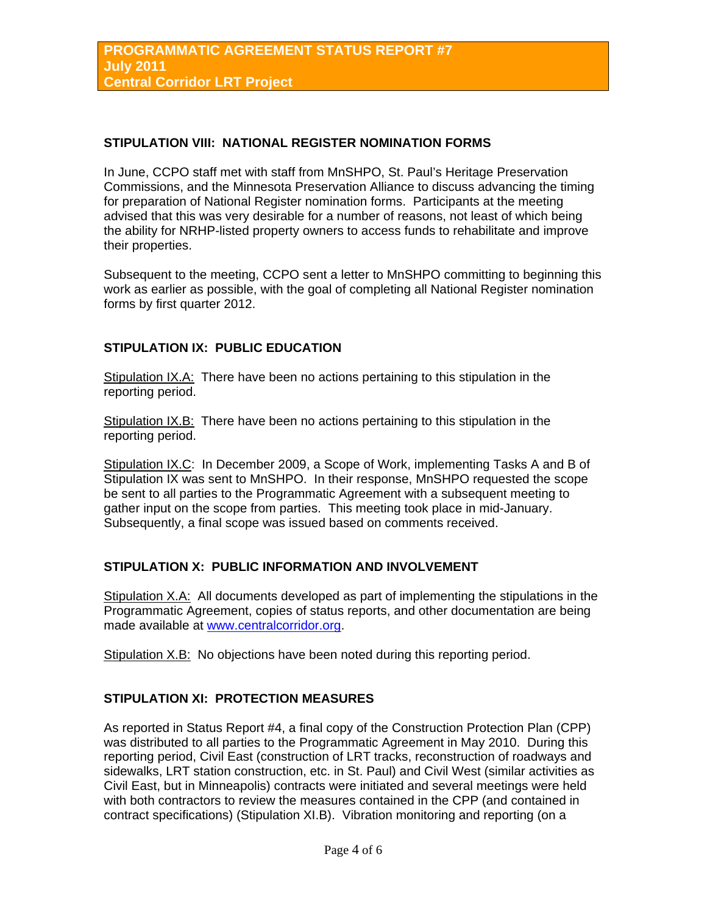## STIPULATION VIII: NATIONAL REGISTER NOMINATION FORMS

In June, CCPO staff met with staff from MnSHPO, St. Paul's Heritage Preservation Commissions, and the Minnesota Preservation Alliance to discuss advancing the timing for preparation of National Register nomination forms. Participants at the meeting advised that this was very desirable for a number of reasons, not least of which being the ability for NRHP-listed property owners to access funds to rehabilitate and improve their properties.

Subsequent to the meeting, CCPO sent a letter to MnSHPO committing to beginning this work as earlier as possible, with the goal of completing all National Register nomination forms by first quarter 2012.

## STIPULATION IX: PUBLIC EDUCATION

Stipulation IX.A: There have been no actions pertaining to this stipulation in the reporting period.

Stipulation IX.B: There have been no actions pertaining to this stipulation in the reporting period.

Stipulation IX.C: In December 2009, a Scope of Work, implementing Tasks A and B of Stipulation IX was sent to MnSHPO. In their response, MnSHPO requested the scope be sent to all parties to the Programmatic Agreement with a subsequent meeting to gather input on the scope from parties. This meeting took place in mid-January. Subsequently, a final scope was issued based on comments received.

## STIPULATION X: PUBLIC INFORMATION AND INVOLVEMENT

Stipulation X.A: All documents developed as part of implementing the stipulations in the Programmatic Agreement, copies of status reports, and other documentation are being made available at [www.centralcorridor.org](www.centralcorridor.org).

Stipulation X.B: No objections have been noted during this reporting period.

## STIPULATION XI: PROTECTION MEASURES

As reported in Status Report #4, a final copy of the Construction Protection Plan (CPP) was distributed to all parties to the Programmatic Agreement in May 2010. During this reporting period, Civil East (construction of LRT tracks, reconstruction of roadways and sidewalks, LRT station construction, etc. in St. Paul) and Civil West (similar activities as Civil East, but in Minneapolis) contracts were initiated and several meetings were held with both contractors to review the measures contained in the CPP (and contained in contract specifications) (Stipulation XI.B). Vibration monitoring and reporting (on a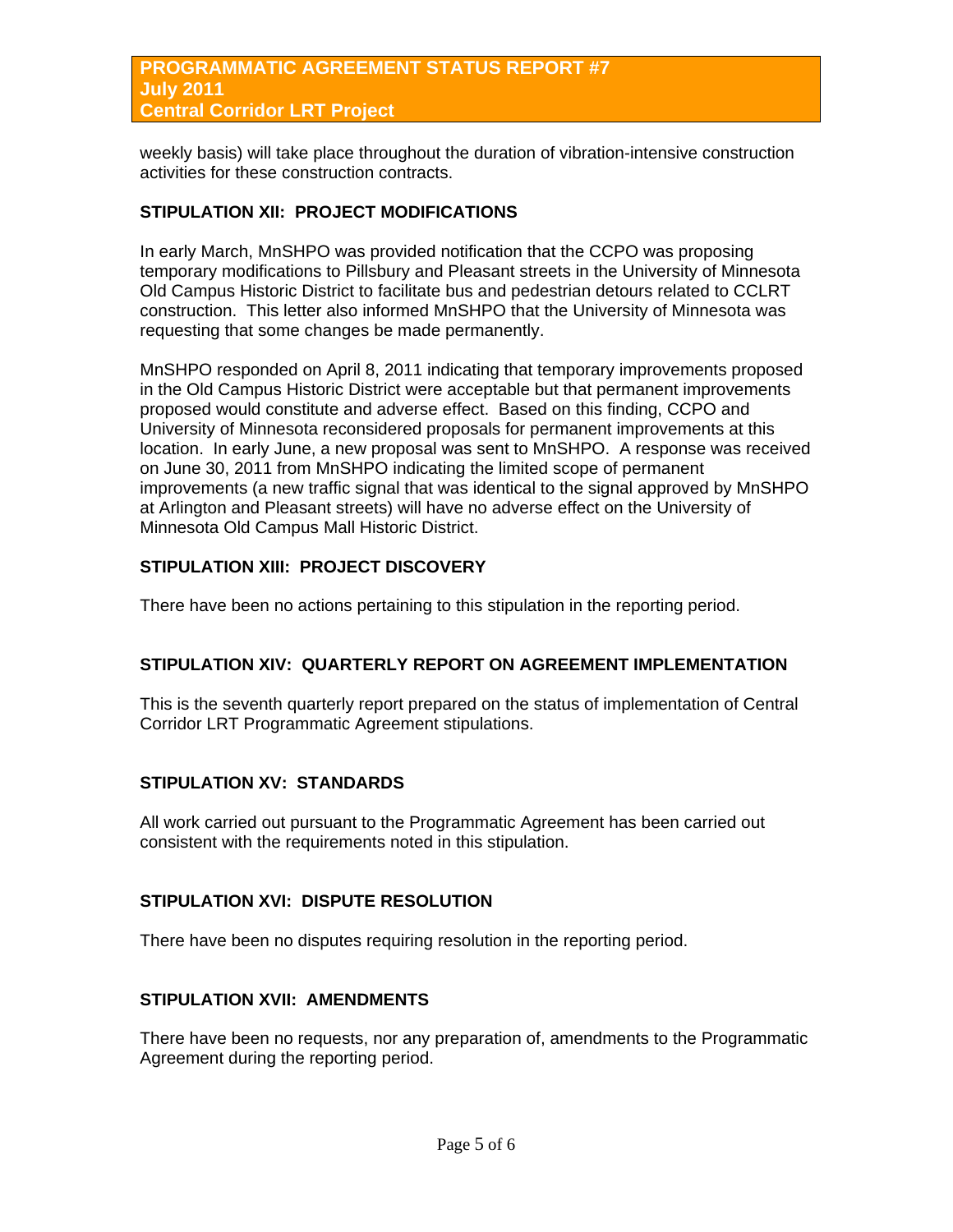weekly basis) will take place throughout the duration of vibration-intensive construction activities for these construction contracts.

## STIPULATION XII: PROJECT MODIFICATIONS

In early March, MnSHPO was provided notification that the CCPO was proposing temporary modifications to Pillsbury and Pleasant streets in the University of Minnesota Old Campus Historic District to facilitate bus and pedestrian detours related to CCLRT construction. This letter also informed MnSHPO that the University of Minnesota was requesting that some changes be made permanently.

MnSHPO responded on April 8, 2011 indicating that temporary improvements proposed in the Old Campus Historic District were acceptable but that permanent improvements proposed would constitute and adverse effect. Based on this finding, CCPO and University of Minnesota reconsidered proposals for permanent improvements at this location. In early June, a new proposal was sent to MnSHPO. A response was received on June 30, 2011 from MnSHPO indicating the limited scope of permanent improvements (a new traffic signal that was identical to the signal approved by MnSHPO at Arlington and Pleasant streets) will have no adverse effect on the University of Minnesota Old Campus Mall Historic District.

## STIPULATION XIII: PROJECT DISCOVERY

There have been no actions pertaining to this stipulation in the reporting period.

## STIPULATION XIV: QUARTERLY REPORT ON AGREEMENT IMPLEMENTATION

This is the seventh quarterly report prepared on the status of implementation of Central Corridor LRT Programmatic Agreement stipulations.

## STIPULATION XV: STANDARDS

All work carried out pursuant to the Programmatic Agreement has been carried out consistent with the requirements noted in this stipulation.

## STIPULATION XVI: DISPUTE RESOLUTION

There have been no disputes requiring resolution in the reporting period.

## STIPULATION XVII: AMENDMENTS

There have been no requests, nor any preparation of, amendments to the Programmatic Agreement during the reporting period.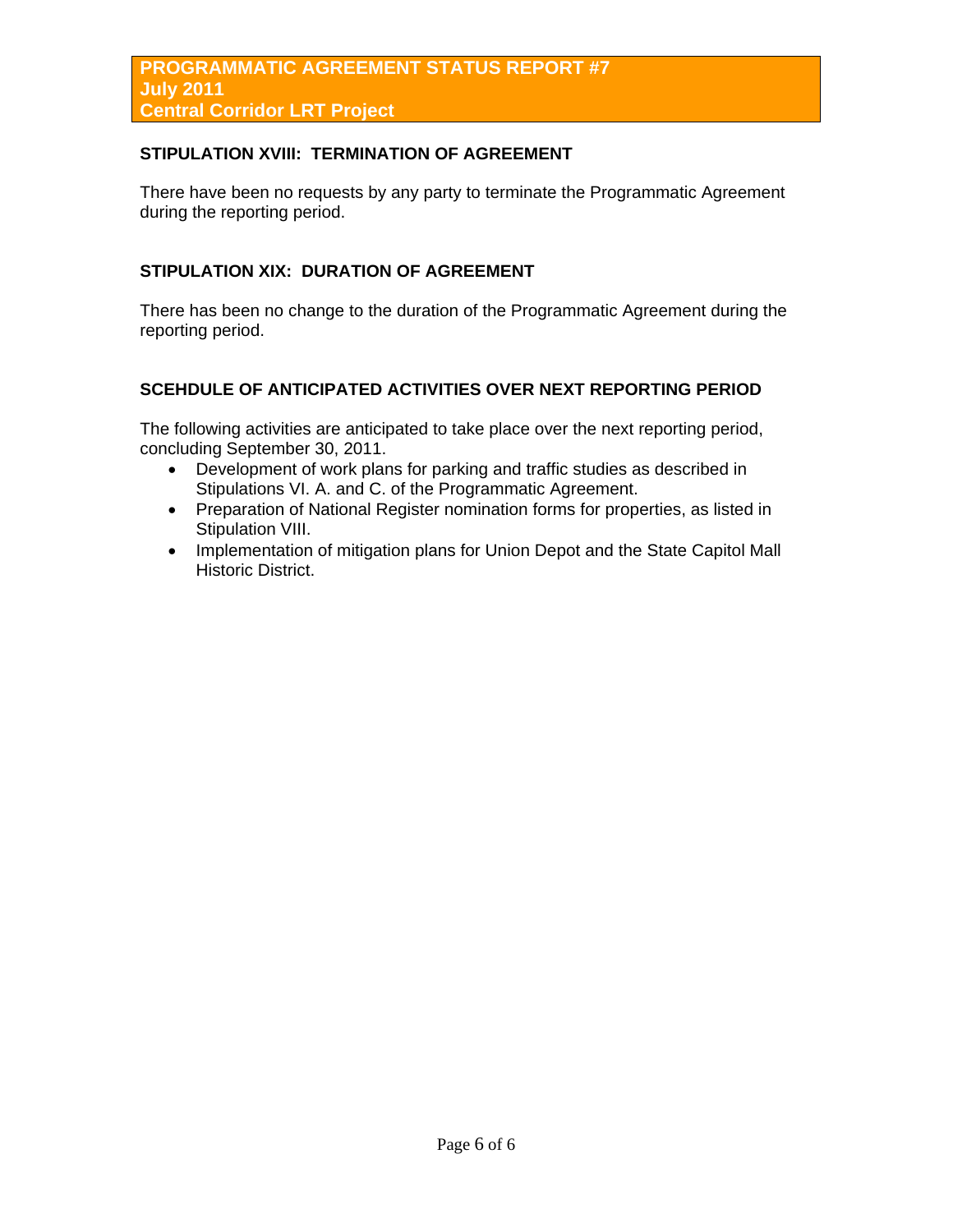### STIPULATION XVIII: TERMINATION OF AGREEMENT

There have been no requests by any party to terminate the Programmatic Agreement during the reporting period.

### STIPULATION XIX: DURATION OF AGREEMENT

There has been no change to the duration of the Programmatic Agreement during the reporting period.

### SCEHDULE OF ANTICIPATED ACTIVITIES OVER NEXT REPORTING PERIOD

The following activities are anticipated to take place over the next reporting period, concluding September 30, 2011.

- Development of work plans for parking and traffic studies as described in Stipulations VI. A. and C. of the Programmatic Agreement.
- Preparation of National Register nomination forms for properties, as listed in Stipulation VIII.
- Implementation of mitigation plans for Union Depot and the State Capitol Mall Historic District.